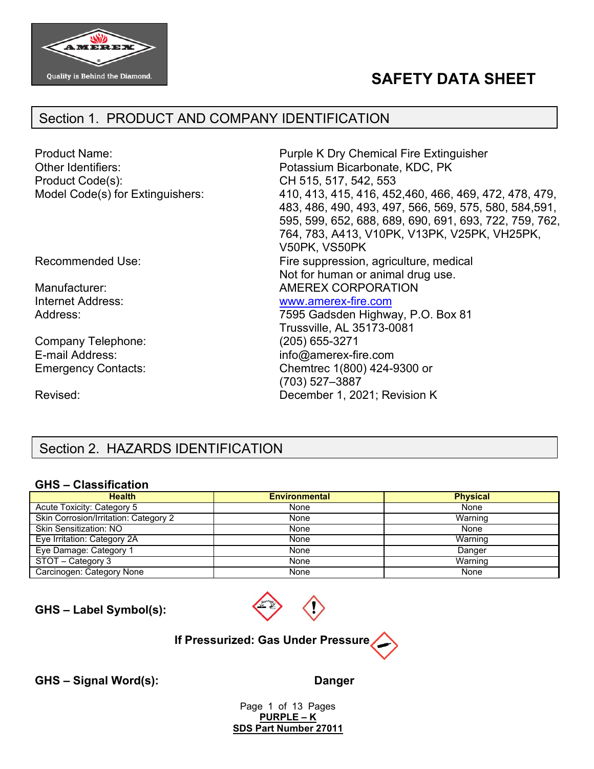# SAFETY DATA SHEET

## Section 1. PRODUCT AND COMPANY IDENTIFICATION

| | |
|---|---|
| Product Name: | Purple K Dry Chemical Fire Extinguisher |
| Other Identifiers: | Potassium Bicarbonate, KDC, PK |
| Product Code(s): | CH 515, 517, 542, 553 |
| Model Code(s) for Extinguishers: | 410, 413, 415, 416, 452,460, 466, 469, 472, 478, 479, 483, 486, 490, 493, 497, 566, 569, 575, 580, 584,591, 595, 599, 652, 688, 689, 690, 691, 693, 722, 759, 762, 764, 783, A413, V10PK, V13PK, V25PK, VH25PK, V50PK, VS50PK |
| Recommended Use: | Fire suppression, agriculture, medical<br>Not for human or animal drug use. |
| Manufacturer: | AMEREX CORPORATION |
| Internet Address: | www.amerex-fire.com |
| Address: | 7595 Gadsden Highway, P.O. Box 81<br>Trussville, AL 35173-0081 |
| Company Telephone: | (205) 655-3271 |
| E-mail Address: | info@amerex-fire.com |
| Emergency Contacts: | Chemtrec 1(800) 424-9300 or<br>(703) 527–3887 |
| Revised: | December 1, 2021; Revision K |

## Section 2. HAZARDS IDENTIFICATION

### GHS – Classification

| Health | Environmental | Physical |
|---|---|---|
| Acute Toxicity: Category 5 | None | None |
| Skin Corrosion/Irritation: Category 2 | None | Warning |
| Skin Sensitization: NO | None | None |
| Eye Irritation: Category 2A | None | Warning |
| Eye Damage: Category 1 | None | Danger |
| STOT – Category 3 | None | Warning |
| Carcinogen: Category None | None | None |

**GHS – Label Symbol(s):**

**If Pressurized: Gas Under Pressure**

**GHS – Signal Word(s):** **Danger**

**PURPLE – K**
**SDS Part Number 27011**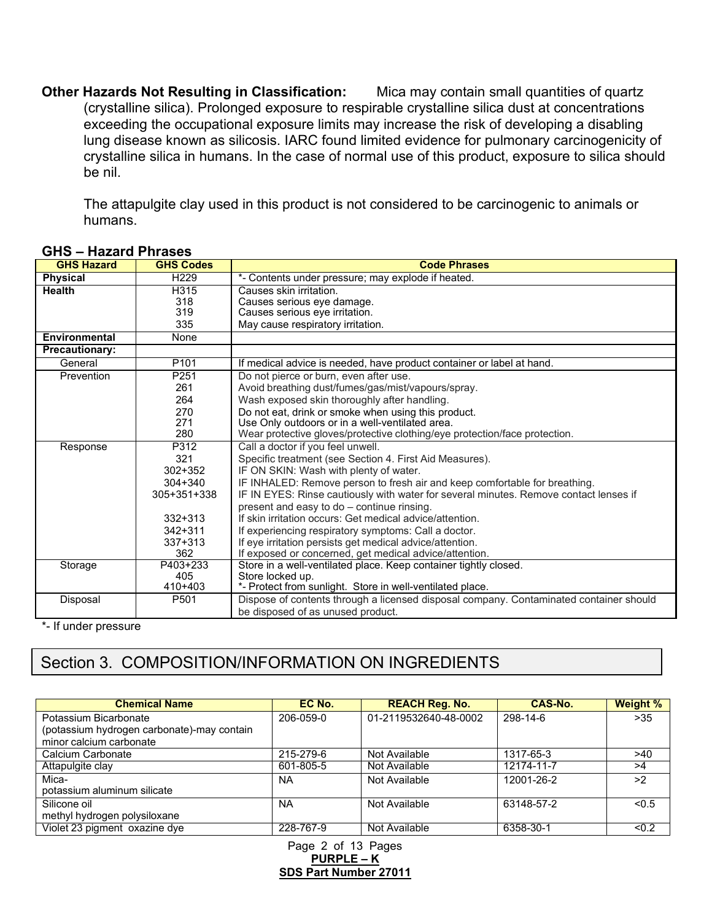**Other Hazards Not Resulting in Classification:** Mica may contain small quantities of quartz (crystalline silica). Prolonged exposure to respirable crystalline silica dust at concentrations exceeding the occupational exposure limits may increase the risk of developing a disabling lung disease known as silicosis. IARC found limited evidence for pulmonary carcinogenicity of crystalline silica in humans. In the case of normal use of this product, exposure to silica should be nil.

The attapulgite clay used in this product is not considered to be carcinogenic to animals or humans.

**GHS – Hazard Phrases**

| GHS Hazard | GHS Codes | Code Phrases |
|---|---|---|
| **Physical** | H229 | *- Contents under pressure; may explode if heated. |
| **Health** | H315<br>318<br>319<br>335 | Causes skin irritation.<br>Causes serious eye damage.<br>Causes serious eye irritation.<br>May cause respiratory irritation. |
| **Environmental** | None | |
| **Precautionary:** | | |
| General | P101 | If medical advice is needed, have product container or label at hand. |
| Prevention | P251<br>261<br>264<br>270<br>271<br>280 | Do not pierce or burn, even after use.<br>Avoid breathing dust/fumes/gas/mist/vapours/spray.<br>Wash exposed skin thoroughly after handling.<br>Do not eat, drink or smoke when using this product.<br>Use Only outdoors or in a well-ventilated area.<br>Wear protective gloves/protective clothing/eye protection/face protection. |
| Response | P312<br>321<br>302+352<br>304+340<br>305+351+338<br><br>332+313<br>342+311<br>337+313<br>362 | Call a doctor if you feel unwell.<br>Specific treatment (see Section 4. First Aid Measures).<br>IF ON SKIN: Wash with plenty of water.<br>IF INHALED: Remove person to fresh air and keep comfortable for breathing.<br>IF IN EYES: Rinse cautiously with water for several minutes. Remove contact lenses if present and easy to do – continue rinsing.<br>If skin irritation occurs: Get medical advice/attention.<br>If experiencing respiratory symptoms: Call a doctor.<br>If eye irritation persists get medical advice/attention.<br>If exposed or concerned, get medical advice/attention. |
| Storage | P403+233<br>405<br>410+403 | Store in a well-ventilated place. Keep container tightly closed.<br>Store locked up.<br>*- Protect from sunlight. Store in well-ventilated place. |
| Disposal | P501 | Dispose of contents through a licensed disposal company. Contaminated container should be disposed of as unused product. |

*- If under pressure

## Section 3. COMPOSITION/INFORMATION ON INGREDIENTS

| Chemical Name | EC No. | REACH Reg. No. | CAS-No. | Weight % |
|---|---|---|---|---|
| Potassium Bicarbonate (potassium hydrogen carbonate)-may contain minor calcium carbonate | 206-059-0 | 01-2119532640-48-0002 | 298-14-6 | >35 |
| Calcium Carbonate | 215-279-6 | Not Available | 1317-65-3 | >40 |
| Attapulgite clay | 601-805-5 | Not Available | 12174-11-7 | >4 |
| Mica- potassium aluminum silicate | NA | Not Available | 12001-26-2 | >2 |
| Silicone oil methyl hydrogen polysiloxane | NA | Not Available | 63148-57-2 | <0.5 |
| Violet 23 pigment oxazine dye | 228-767-9 | Not Available | 6358-30-1 | <0.2 |

**PURPLE – K**
**SDS Part Number 27011**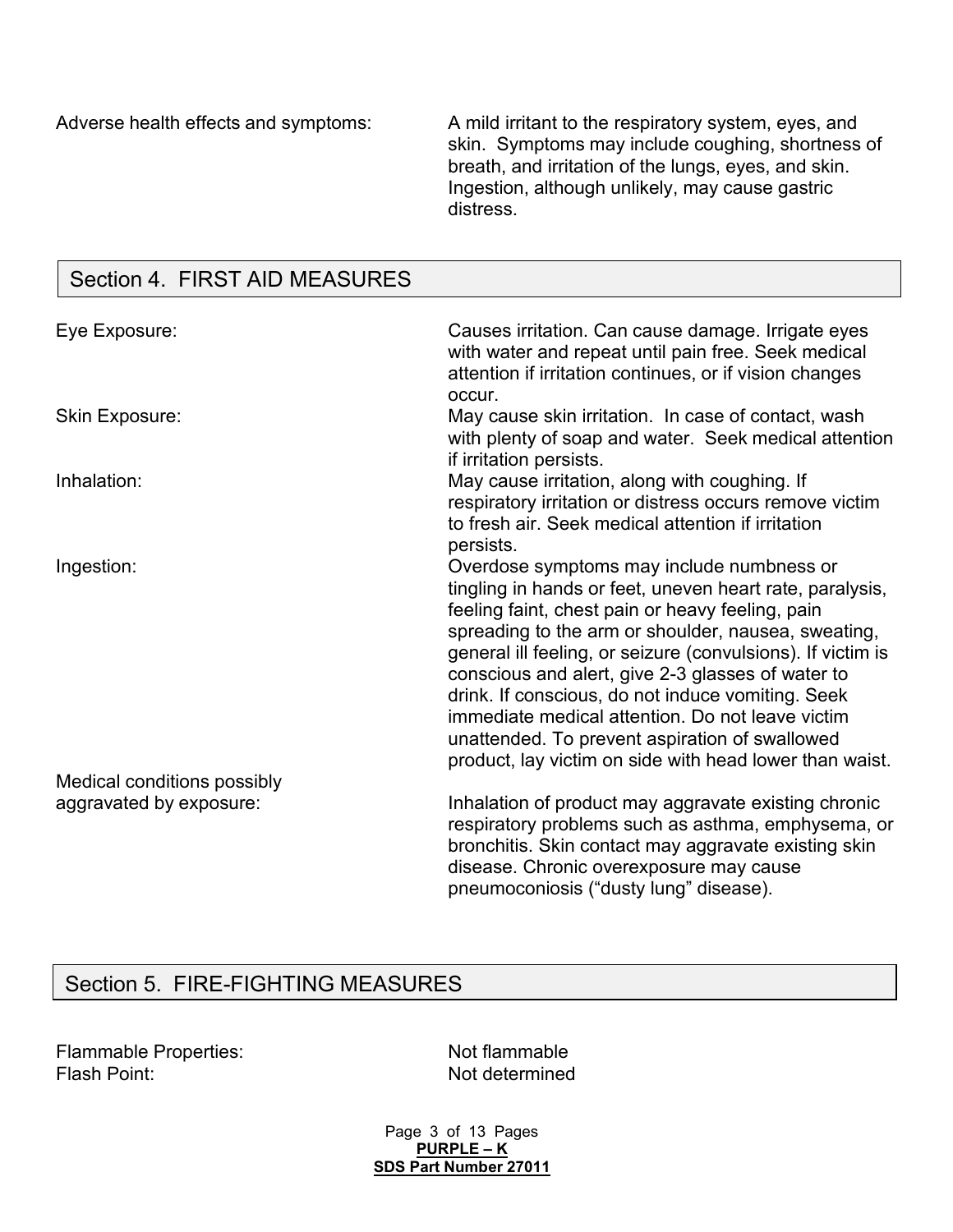| | |
|---|---|
| Adverse health effects and symptoms: | A mild irritant to the respiratory system, eyes, and skin. Symptoms may include coughing, shortness of breath, and irritation of the lungs, eyes, and skin. Ingestion, although unlikely, may cause gastric distress. |

## Section 4. FIRST AID MEASURES

| | |
|---|---|
| Eye Exposure: | Causes irritation. Can cause damage. Irrigate eyes with water and repeat until pain free. Seek medical attention if irritation continues, or if vision changes occur. |
| Skin Exposure: | May cause skin irritation. In case of contact, wash with plenty of soap and water. Seek medical attention if irritation persists. |
| Inhalation: | May cause irritation, along with coughing. If respiratory irritation or distress occurs remove victim to fresh air. Seek medical attention if irritation persists. |
| Ingestion: | Overdose symptoms may include numbness or tingling in hands or feet, uneven heart rate, paralysis, feeling faint, chest pain or heavy feeling, pain spreading to the arm or shoulder, nausea, sweating, general ill feeling, or seizure (convulsions). If victim is conscious and alert, give 2-3 glasses of water to drink. If conscious, do not induce vomiting. Seek immediate medical attention. Do not leave victim unattended. To prevent aspiration of swallowed product, lay victim on side with head lower than waist. |
| Medical conditions possibly aggravated by exposure: | Inhalation of product may aggravate existing chronic respiratory problems such as asthma, emphysema, or bronchitis. Skin contact may aggravate existing skin disease. Chronic overexposure may cause pneumoconiosis ("dusty lung" disease). |

## Section 5. FIRE-FIGHTING MEASURES

| | |
|---|---|
| Flammable Properties: | Not flammable |
| Flash Point: | Not determined |

**PURPLE – K**
**SDS Part Number 27011**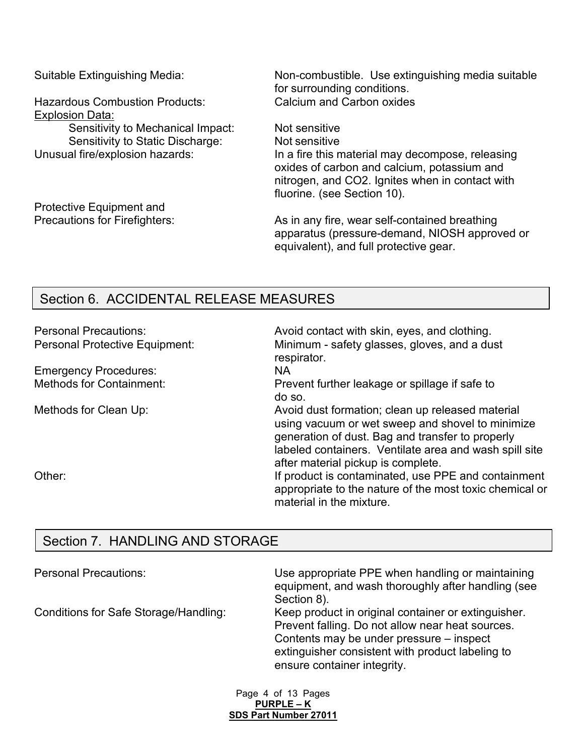Suitable Extinguishing Media: Non-combustible. Use extinguishing media suitable for surrounding conditions.

Hazardous Combustion Products: Calcium and Carbon oxides

Explosion Data:

- Sensitivity to Mechanical Impact: Not sensitive
- Sensitivity to Static Discharge: Not sensitive

Unusual fire/explosion hazards: In a fire this material may decompose, releasing oxides of carbon and calcium, potassium and nitrogen, and $CO_2$. Ignites when in contact with fluorine. (see Section 10).

Protective Equipment and Precautions for Firefighters: As in any fire, wear self-contained breathing apparatus (pressure-demand, NIOSH approved or equivalent), and full protective gear.

## Section 6. ACCIDENTAL RELEASE MEASURES

Personal Precautions: Avoid contact with skin, eyes, and clothing.

Personal Protective Equipment: Minimum - safety glasses, gloves, and a dust respirator.

Emergency Procedures: NA

Methods for Containment: Prevent further leakage or spillage if safe to do so.

Methods for Clean Up: Avoid dust formation; clean up released material using vacuum or wet sweep and shovel to minimize generation of dust. Bag and transfer to properly labeled containers. Ventilate area and wash spill site after material pickup is complete.

Other: If product is contaminated, use PPE and containment appropriate to the nature of the most toxic chemical or material in the mixture.

## Section 7. HANDLING AND STORAGE

Personal Precautions: Use appropriate PPE when handling or maintaining equipment, and wash thoroughly after handling (see Section 8).

Conditions for Safe Storage/Handling: Keep product in original container or extinguisher. Prevent falling. Do not allow near heat sources. Contents may be under pressure – inspect extinguisher consistent with product labeling to ensure container integrity.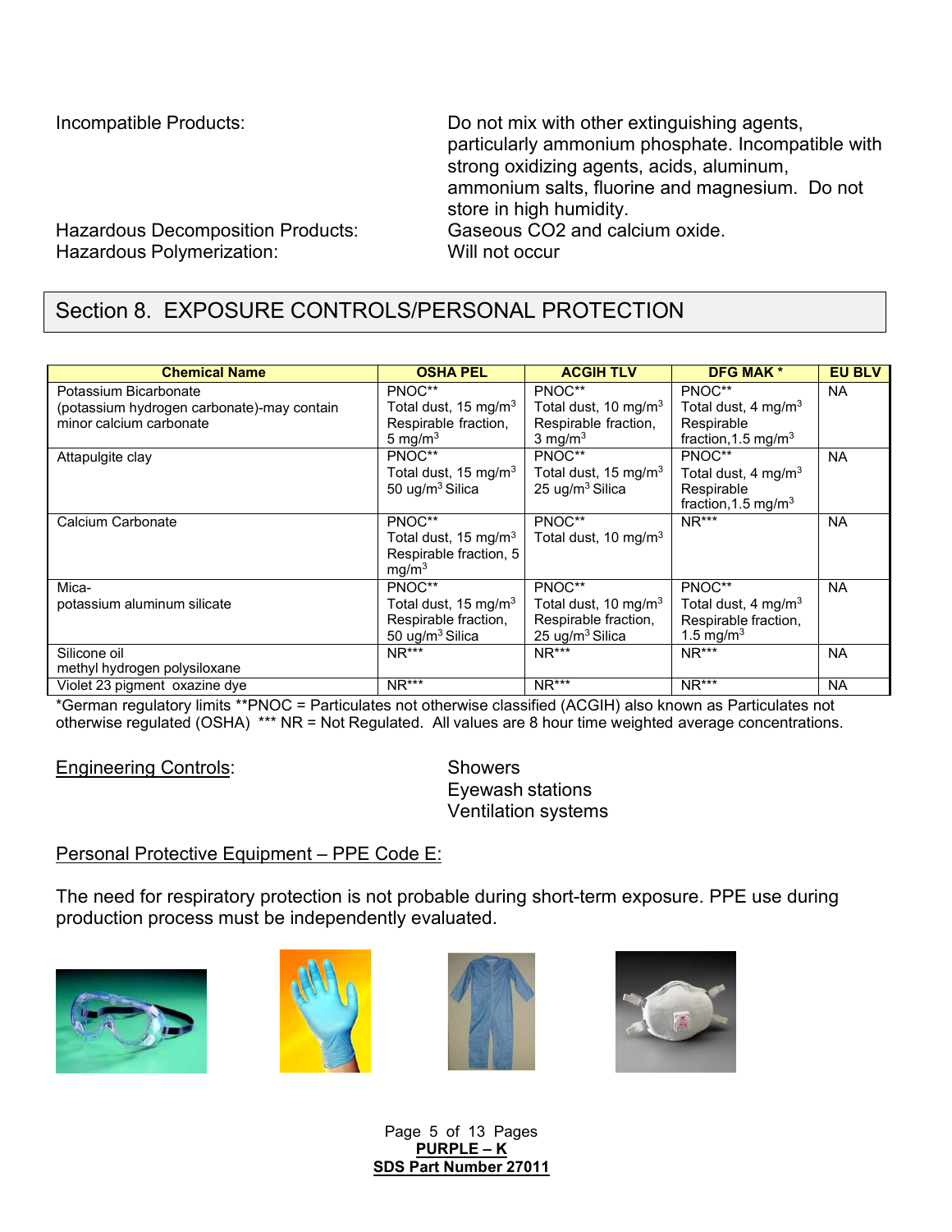Incompatible Products: Do not mix with other extinguishing agents, particularly ammonium phosphate. Incompatible with strong oxidizing agents, acids, aluminum, ammonium salts, fluorine and magnesium. Do not store in high humidity.

Hazardous Decomposition Products: Gaseous CO2 and calcium oxide.

Hazardous Polymerization: Will not occur

## Section 8. EXPOSURE CONTROLS/PERSONAL PROTECTION

| Chemical Name | OSHA PEL | ACGIH TLV | DFG MAK * | EU BLV |
|---|---|---|---|---|
| Potassium Bicarbonate (potassium hydrogen carbonate)-may contain minor calcium carbonate | PNOC** Total dust, 15 mg/m$^3$ Respirable fraction, 5 mg/m$^3$ | PNOC** Total dust, 10 mg/m$^3$ Respirable fraction, 3 mg/m$^3$ | PNOC** Total dust, 4 mg/m$^3$ Respirable fraction,1.5 mg/m$^3$ | NA |
| Attapulgite clay | PNOC** Total dust, 15 mg/m$^3$ 50 ug/m$^3$ Silica | PNOC** Total dust, 15 mg/m$^3$ 25 ug/m$^3$ Silica | PNOC** Total dust, 4 mg/m$^3$ Respirable fraction,1.5 mg/m$^3$ | NA |
| Calcium Carbonate | PNOC** Total dust, 15 mg/m$^3$ Respirable fraction, 5 mg/m$^3$ | PNOC** Total dust, 10 mg/m$^3$ | NR*** | NA |
| Mica- potassium aluminum silicate | PNOC** Total dust, 15 mg/m$^3$ Respirable fraction, 50 ug/m$^3$ Silica | PNOC** Total dust, 10 mg/m$^3$ Respirable fraction, 25 ug/m$^3$ Silica | PNOC** Total dust, 4 mg/m$^3$ Respirable fraction, 1.5 mg/m$^3$ | NA |
| Silicone oil methyl hydrogen polysiloxane | NR*** | NR*** | NR*** | NA |
| Violet 23 pigment oxazine dye | NR*** | NR*** | NR*** | NA |

*German regulatory limits **PNOC = Particulates not otherwise classified (ACGIH) also known as Particulates not otherwise regulated (OSHA) *** NR = Not Regulated. All values are 8 hour time weighted average concentrations.

<u>Engineering Controls</u>:

- Showers
- Eyewash stations
- Ventilation systems

<u>Personal Protective Equipment – PPE Code E:</u>

The need for respiratory protection is not probable during short-term exposure. PPE use during production process must be independently evaluated.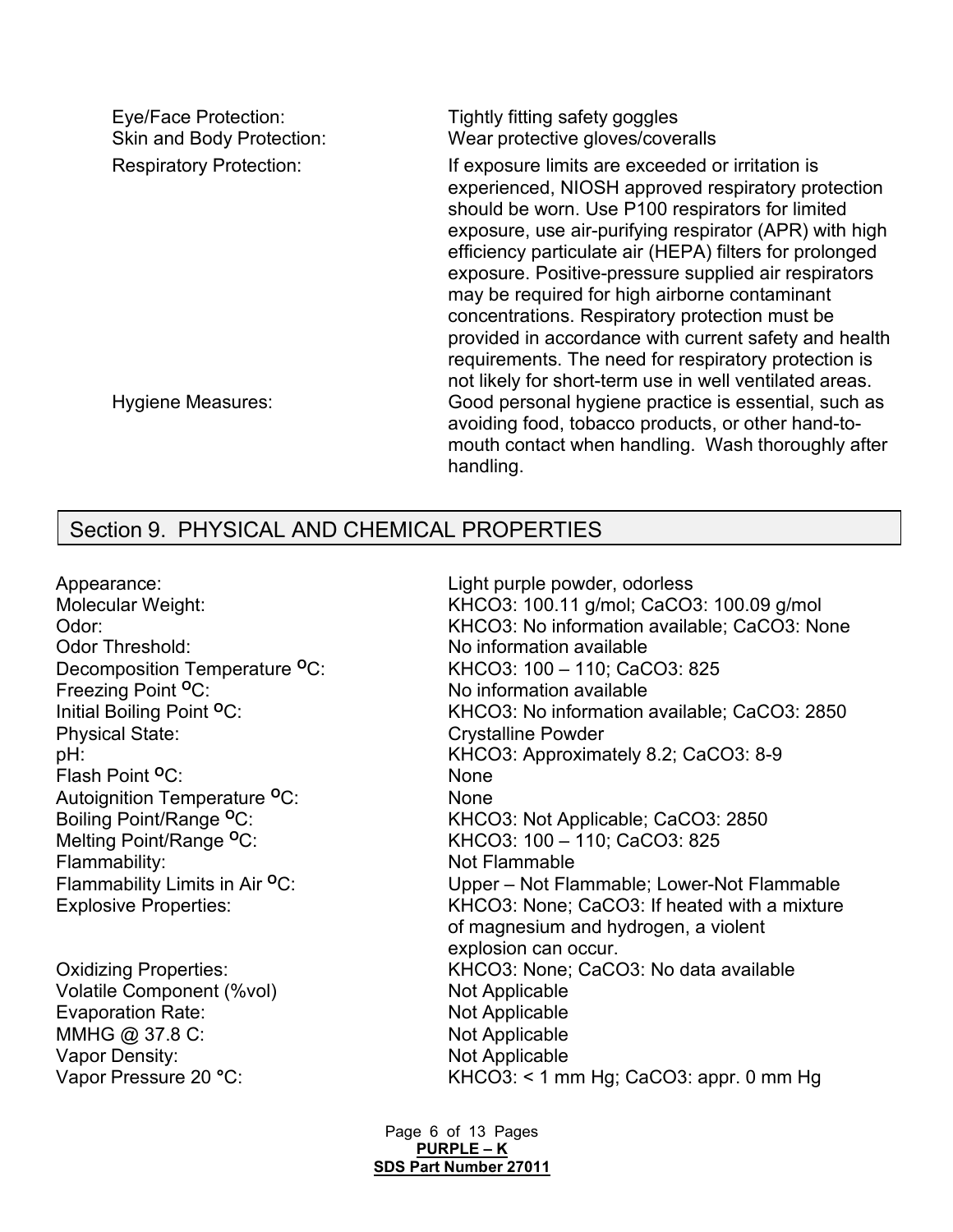Eye/Face Protection: Tightly fitting safety goggles

Skin and Body Protection: Wear protective gloves/coveralls

Respiratory Protection: If exposure limits are exceeded or irritation is experienced, NIOSH approved respiratory protection should be worn. Use P100 respirators for limited exposure, use air-purifying respirator (APR) with high efficiency particulate air (HEPA) filters for prolonged exposure. Positive-pressure supplied air respirators may be required for high airborne contaminant concentrations. Respiratory protection must be provided in accordance with current safety and health requirements. The need for respiratory protection is not likely for short-term use in well ventilated areas.

Hygiene Measures: Good personal hygiene practice is essential, such as avoiding food, tobacco products, or other hand-to-mouth contact when handling. Wash thoroughly after handling.

## Section 9. PHYSICAL AND CHEMICAL PROPERTIES

| Property | Value |
|---|---|
| Appearance: | Light purple powder, odorless |
| Molecular Weight: | $KHCO_3$: 100.11 g/mol; $CaCO_3$: 100.09 g/mol |
| Odor: | $KHCO_3$: No information available; $CaCO_3$: None |
| Odor Threshold: | No information available |
| Decomposition Temperature °C: | $KHCO_3$: 100 – 110; $CaCO_3$: 825 |
| Freezing Point °C: | No information available |
| Initial Boiling Point °C: | $KHCO_3$: No information available; $CaCO_3$: 2850 |
| Physical State: | Crystalline Powder |
| pH: | $KHCO_3$: Approximately 8.2; $CaCO_3$: 8-9 |
| Flash Point °C: | None |
| Autoignition Temperature °C: | None |
| Boiling Point/Range °C: | $KHCO_3$: Not Applicable; $CaCO_3$: 2850 |
| Melting Point/Range °C: | $KHCO_3$: 100 – 110; $CaCO_3$: 825 |
| Flammability: | Not Flammable |
| Flammability Limits in Air °C: | Upper – Not Flammable; Lower-Not Flammable |
| Explosive Properties: | $KHCO_3$: None; $CaCO_3$: If heated with a mixture of magnesium and hydrogen, a violent explosion can occur. |
| Oxidizing Properties: | $KHCO_3$: None; $CaCO_3$: No data available |
| Volatile Component (%vol) | Not Applicable |
| Evaporation Rate: | Not Applicable |
| MMHG @ 37.8 C: | Not Applicable |
| Vapor Density: | Not Applicable |
| Vapor Pressure 20 °C: | $KHCO_3$: < 1 mm Hg; $CaCO_3$: appr. 0 mm Hg |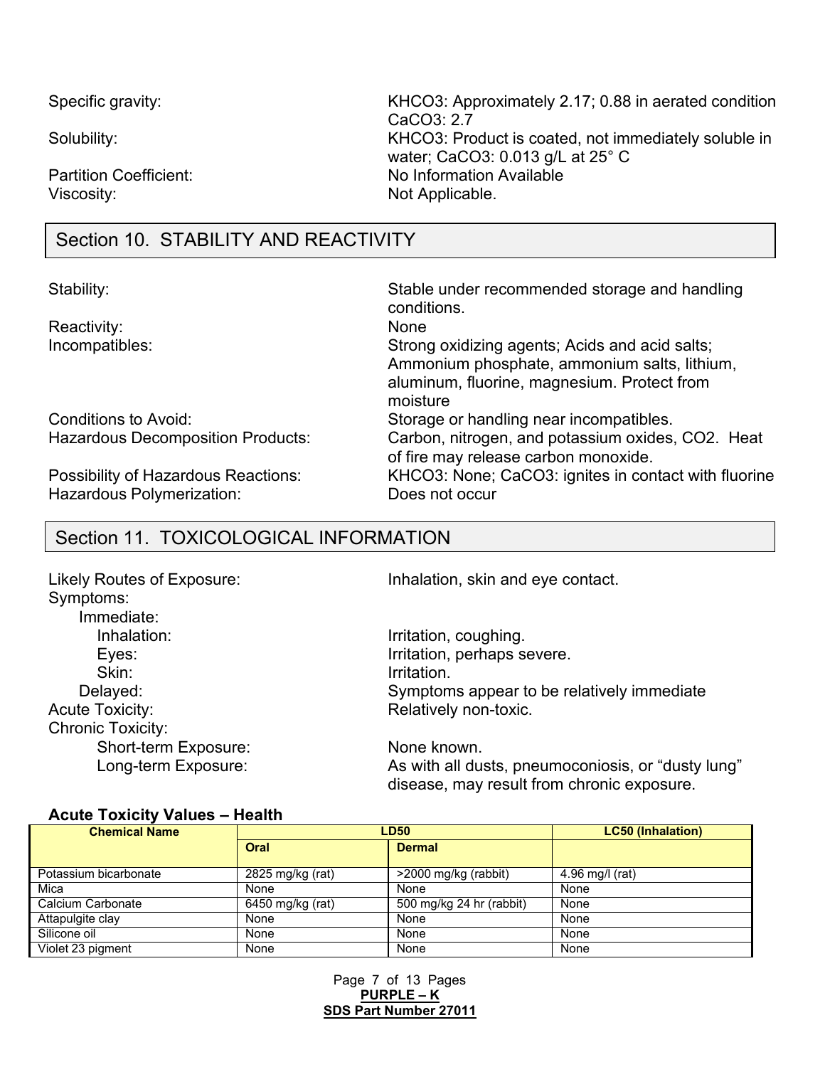| | |
|---|---|
| Specific gravity: | $KHCO_3$: Approximately 2.17; 0.88 in aerated condition<br>$CaCO_3$: 2.7 |
| Solubility: | $KHCO_3$: Product is coated, not immediately soluble in water; $CaCO_3$: 0.013 g/L at 25° C |
| Partition Coefficient: | No Information Available |
| Viscosity: | Not Applicable. |

## Section 10. STABILITY AND REACTIVITY

| | |
|---|---|
| Stability: | Stable under recommended storage and handling conditions. |
| Reactivity: | None |
| Incompatibles: | Strong oxidizing agents; Acids and acid salts; Ammonium phosphate, ammonium salts, lithium, aluminum, fluorine, magnesium. Protect from moisture |
| Conditions to Avoid: | Storage or handling near incompatibles. |
| Hazardous Decomposition Products: | Carbon, nitrogen, and potassium oxides, $CO_2$. Heat of fire may release carbon monoxide. |
| Possibility of Hazardous Reactions: | $KHCO_3$: None; $CaCO_3$: ignites in contact with fluorine |
| Hazardous Polymerization: | Does not occur |

## Section 11. TOXICOLOGICAL INFORMATION

Likely Routes of Exposure: Inhalation, skin and eye contact.

Symptoms:

- Immediate:
  - Inhalation: Irritation, coughing.
  - Eyes: Irritation, perhaps severe.
  - Skin: Irritation.
- Delayed: Symptoms appear to be relatively immediate

Acute Toxicity: Relatively non-toxic.

Chronic Toxicity:

- Short-term Exposure: None known.
- Long-term Exposure: As with all dusts, pneumoconiosis, or "dusty lung" disease, may result from chronic exposure.

### Acute Toxicity Values – Health

| Chemical Name | LD50 | | LC50 (Inhalation) |
|---|---|---|---|
| | Oral | Dermal | |
| Potassium bicarbonate | 2825 mg/kg (rat) | >2000 mg/kg (rabbit) | 4.96 mg/l (rat) |
| Mica | None | None | None |
| Calcium Carbonate | 6450 mg/kg (rat) | 500 mg/kg 24 hr (rabbit) | None |
| Attapulgite clay | None | None | None |
| Silicone oil | None | None | None |
| Violet 23 pigment | None | None | None |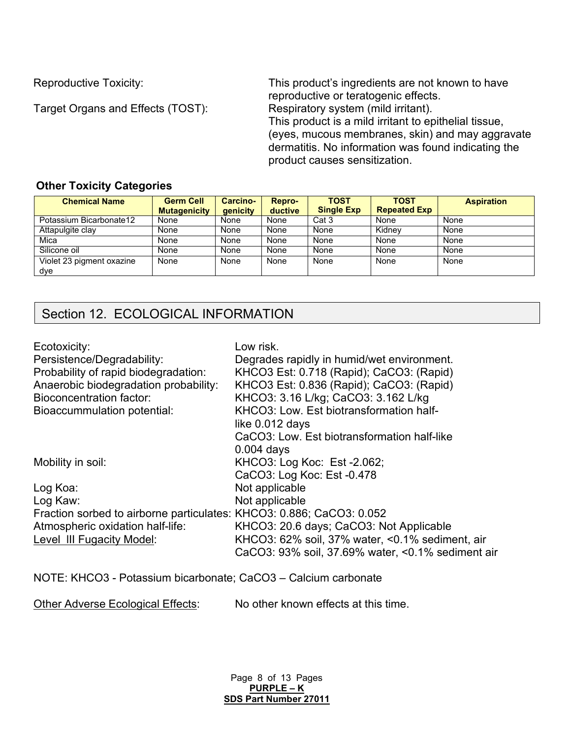Reproductive Toxicity: This product's ingredients are not known to have reproductive or teratogenic effects.

Target Organs and Effects (TOST): Respiratory system (mild irritant). This product is a mild irritant to epithelial tissue, (eyes, mucous membranes, skin) and may aggravate dermatitis. No information was found indicating the product causes sensitization.

### Other Toxicity Categories

| Chemical Name | Germ Cell Mutagenicity | Carcino-genicity | Repro-ductive | TOST Single Exp | TOST Repeated Exp | Aspiration |
|---|---|---|---|---|---|---|
| Potassium Bicarbonate12 | None | None | None | Cat 3 | None | None |
| Attapulgite clay | None | None | None | None | Kidney | None |
| Mica | None | None | None | None | None | None |
| Silicone oil | None | None | None | None | None | None |
| Violet 23 pigment oxazine dye | None | None | None | None | None | None |

## Section 12. ECOLOGICAL INFORMATION

Ecotoxicity: Low risk.

Persistence/Degradability: Degrades rapidly in humid/wet environment.

Probability of rapid biodegradation: $KHCO_3$ Est: 0.718 (Rapid); $CaCO_3$: (Rapid)

Anaerobic biodegradation probability: $KHCO_3$ Est: 0.836 (Rapid); $CaCO_3$: (Rapid)

Bioconcentration factor: $KHCO_3$: 3.16 L/kg; $CaCO_3$: 3.162 L/kg

Bioaccummulation potential: $KHCO_3$: Low. Est biotransformation half-like 0.012 days
$CaCO_3$: Low. Est biotransformation half-like 0.004 days

Mobility in soil: $KHCO_3$: Log Koc: Est -2.062;
$CaCO_3$: Log Koc: Est -0.478

Log Koa: Not applicable

Log Kaw: Not applicable

Fraction sorbed to airborne particulates: $KHCO_3$: 0.886; $CaCO_3$: 0.052

Atmospheric oxidation half-life: $KHCO_3$: 20.6 days; $CaCO_3$: Not Applicable

Level III Fugacity Model: $KHCO_3$: 62% soil, 37% water, <0.1% sediment, air
$CaCO_3$: 93% soil, 37.69% water, <0.1% sediment air

NOTE: $KHCO_3$ - Potassium bicarbonate; $CaCO_3$ – Calcium carbonate

Other Adverse Ecological Effects: No other known effects at this time.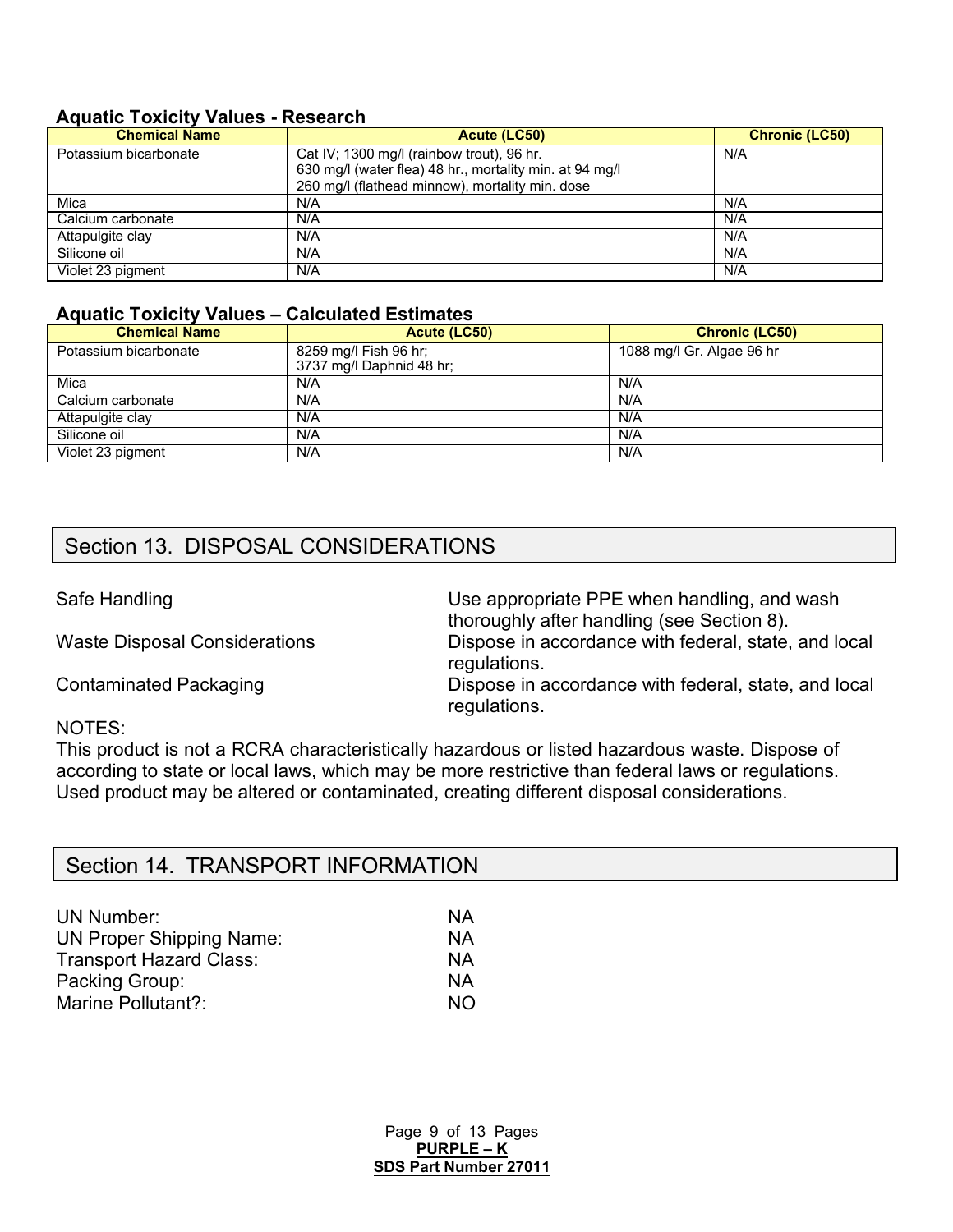### Aquatic Toxicity Values - Research

| Chemical Name | Acute (LC50) | Chronic (LC50) |
|---|---|---|
| Potassium bicarbonate | Cat IV; 1300 mg/l (rainbow trout), 96 hr.<br>630 mg/l (water flea) 48 hr., mortality min. at 94 mg/l<br>260 mg/l (flathead minnow), mortality min. dose | N/A |
| Mica | N/A | N/A |
| Calcium carbonate | N/A | N/A |
| Attapulgite clay | N/A | N/A |
| Silicone oil | N/A | N/A |
| Violet 23 pigment | N/A | N/A |

### Aquatic Toxicity Values – Calculated Estimates

| Chemical Name | Acute (LC50) | Chronic (LC50) |
|---|---|---|
| Potassium bicarbonate | 8259 mg/l Fish 96 hr;<br>3737 mg/l Daphnid 48 hr; | 1088 mg/l Gr. Algae 96 hr |
| Mica | N/A | N/A |
| Calcium carbonate | N/A | N/A |
| Attapulgite clay | N/A | N/A |
| Silicone oil | N/A | N/A |
| Violet 23 pigment | N/A | N/A |

## Section 13. DISPOSAL CONSIDERATIONS

| | |
|---|---|
| Safe Handling | Use appropriate PPE when handling, and wash thoroughly after handling (see Section 8). |
| Waste Disposal Considerations | Dispose in accordance with federal, state, and local regulations. |
| Contaminated Packaging | Dispose in accordance with federal, state, and local regulations. |

NOTES:
This product is not a RCRA characteristically hazardous or listed hazardous waste. Dispose of according to state or local laws, which may be more restrictive than federal laws or regulations. Used product may be altered or contaminated, creating different disposal considerations.

## Section 14. TRANSPORT INFORMATION

| | |
|---|---|
| UN Number: | NA |
| UN Proper Shipping Name: | NA |
| Transport Hazard Class: | NA |
| Packing Group: | NA |
| Marine Pollutant?: | NO |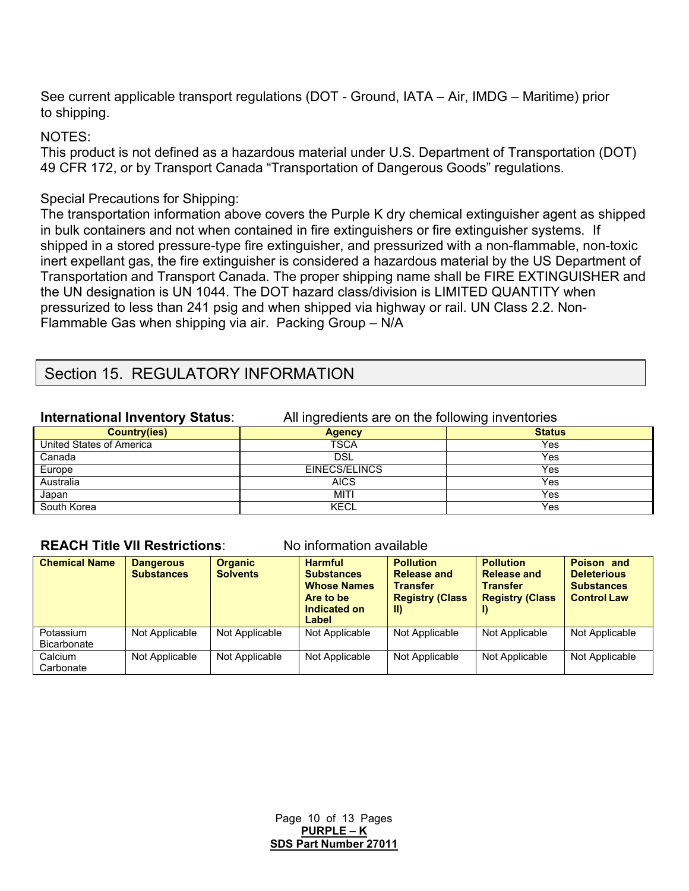See current applicable transport regulations (DOT - Ground, IATA – Air, IMDG – Maritime) prior to shipping.

NOTES:
This product is not defined as a hazardous material under U.S. Department of Transportation (DOT) 49 CFR 172, or by Transport Canada "Transportation of Dangerous Goods" regulations.

Special Precautions for Shipping:
The transportation information above covers the Purple K dry chemical extinguisher agent as shipped in bulk containers and not when contained in fire extinguishers or fire extinguisher systems. If shipped in a stored pressure-type fire extinguisher, and pressurized with a non-flammable, non-toxic inert expellant gas, the fire extinguisher is considered a hazardous material by the US Department of Transportation and Transport Canada. The proper shipping name shall be FIRE EXTINGUISHER and the UN designation is UN 1044. The DOT hazard class/division is LIMITED QUANTITY when pressurized to less than 241 psig and when shipped via highway or rail. UN Class 2.2. Non-Flammable Gas when shipping via air. Packing Group – N/A

## Section 15. REGULATORY INFORMATION

**International Inventory Status**: All ingredients are on the following inventories

| Country(ies) | Agency | Status |
|---|---|---|
| United States of America | TSCA | Yes |
| Canada | DSL | Yes |
| Europe | EINECS/ELINCS | Yes |
| Australia | AICS | Yes |
| Japan | MITI | Yes |
| South Korea | KECL | Yes |

**REACH Title VII Restrictions**: No information available

| Chemical Name | Dangerous Substances | Organic Solvents | Harmful Substances Whose Names Are to be Indicated on Label | Pollution Release and Transfer Registry (Class II) | Pollution Release and Transfer Registry (Class I) | Poison and Deleterious Substances Control Law |
|---|---|---|---|---|---|---|
| Potassium Bicarbonate | Not Applicable | Not Applicable | Not Applicable | Not Applicable | Not Applicable | Not Applicable |
| Calcium Carbonate | Not Applicable | Not Applicable | Not Applicable | Not Applicable | Not Applicable | Not Applicable |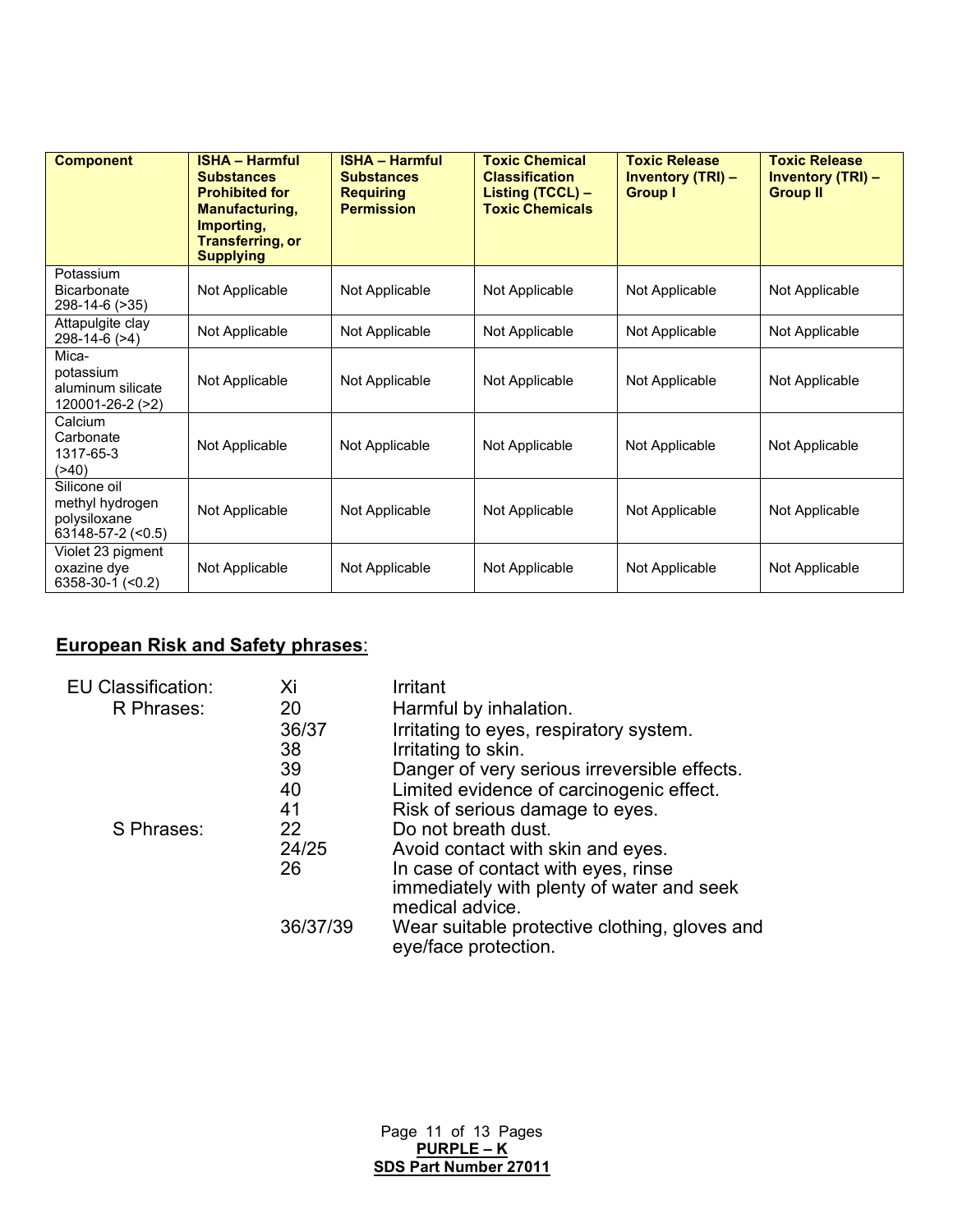| Component | ISHA – Harmful Substances Prohibited for Manufacturing, Importing, Transferring, or Supplying | ISHA – Harmful Substances Requiring Permission | Toxic Chemical Classification Listing (TCCL) – Toxic Chemicals | Toxic Release Inventory (TRI) – Group I | Toxic Release Inventory (TRI) – Group II |
|---|---|---|---|---|---|
| Potassium Bicarbonate 298-14-6 (>35) | Not Applicable | Not Applicable | Not Applicable | Not Applicable | Not Applicable |
| Attapulgite clay 298-14-6 (>4) | Not Applicable | Not Applicable | Not Applicable | Not Applicable | Not Applicable |
| Mica-potassium aluminum silicate 120001-26-2 (>2) | Not Applicable | Not Applicable | Not Applicable | Not Applicable | Not Applicable |
| Calcium Carbonate 1317-65-3 (>40) | Not Applicable | Not Applicable | Not Applicable | Not Applicable | Not Applicable |
| Silicone oil methyl hydrogen polysiloxane 63148-57-2 (<0.5) | Not Applicable | Not Applicable | Not Applicable | Not Applicable | Not Applicable |
| Violet 23 pigment oxazine dye 6358-30-1 (<0.2) | Not Applicable | Not Applicable | Not Applicable | Not Applicable | Not Applicable |

## European Risk and Safety phrases:

EU Classification: Xi Irritant

R Phrases:

- 20 Harmful by inhalation.
- 36/37 Irritating to eyes, respiratory system.
- 38 Irritating to skin.
- 39 Danger of very serious irreversible effects.
- 40 Limited evidence of carcinogenic effect.
- 41 Risk of serious damage to eyes.

S Phrases:

- 22 Do not breath dust.
- 24/25 Avoid contact with skin and eyes.
- 26 In case of contact with eyes, rinse immediately with plenty of water and seek medical advice.
- 36/37/39 Wear suitable protective clothing, gloves and eye/face protection.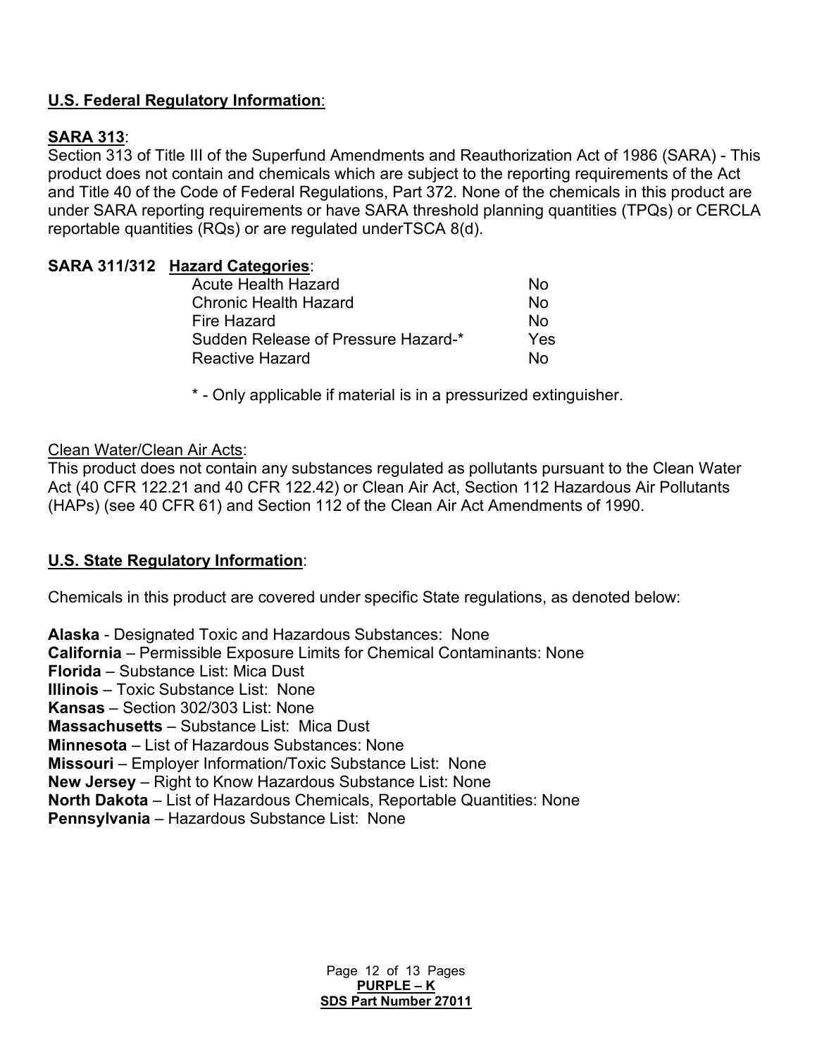**U.S. Federal Regulatory Information**:

**SARA 313**:

Section 313 of Title III of the Superfund Amendments and Reauthorization Act of 1986 (SARA) - This product does not contain and chemicals which are subject to the reporting requirements of the Act and Title 40 of the Code of Federal Regulations, Part 372. None of the chemicals in this product are under SARA reporting requirements or have SARA threshold planning quantities (TPQs) or CERCLA reportable quantities (RQs) or are regulated underTSCA 8(d).

**SARA 311/312 Hazard Categories**:

| | |
|---|---|
| Acute Health Hazard | No |
| Chronic Health Hazard | No |
| Fire Hazard | No |
| Sudden Release of Pressure Hazard-* | Yes |
| Reactive Hazard | No |

\* - Only applicable if material is in a pressurized extinguisher.

Clean Water/Clean Air Acts:

This product does not contain any substances regulated as pollutants pursuant to the Clean Water Act (40 CFR 122.21 and 40 CFR 122.42) or Clean Air Act, Section 112 Hazardous Air Pollutants (HAPs) (see 40 CFR 61) and Section 112 of the Clean Air Act Amendments of 1990.

**U.S. State Regulatory Information**:

Chemicals in this product are covered under specific State regulations, as denoted below:

**Alaska** - Designated Toxic and Hazardous Substances: None
**California** – Permissible Exposure Limits for Chemical Contaminants: None
**Florida** – Substance List: Mica Dust
**Illinois** – Toxic Substance List: None
**Kansas** – Section 302/303 List: None
**Massachusetts** – Substance List: Mica Dust
**Minnesota** – List of Hazardous Substances: None
**Missouri** – Employer Information/Toxic Substance List: None
**New Jersey** – Right to Know Hazardous Substance List: None
**North Dakota** – List of Hazardous Chemicals, Reportable Quantities: None
**Pennsylvania** – Hazardous Substance List: None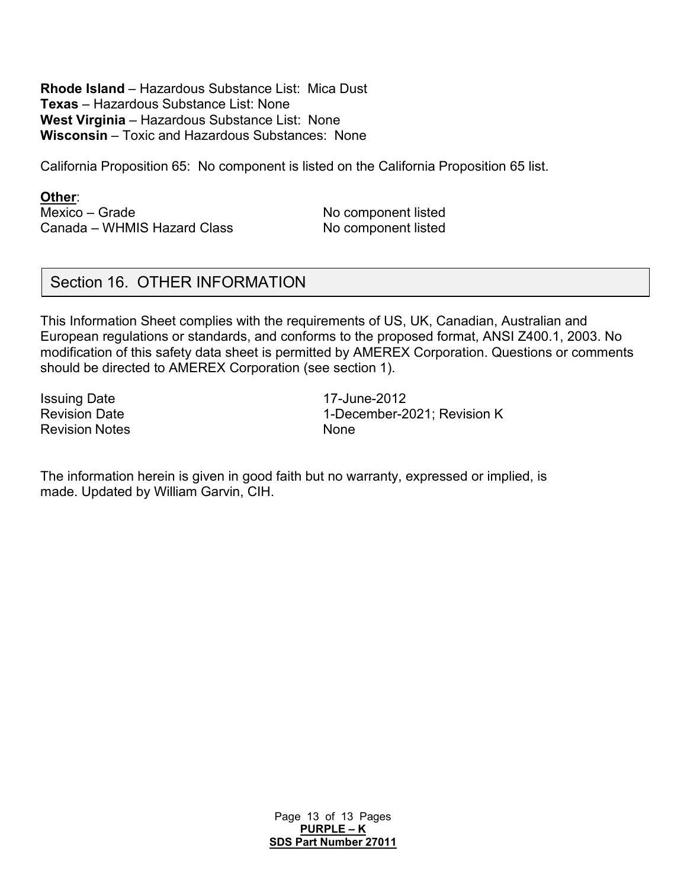**Rhode Island** – Hazardous Substance List: Mica Dust
**Texas** – Hazardous Substance List: None
**West Virginia** – Hazardous Substance List: None
**Wisconsin** – Toxic and Hazardous Substances: None

California Proposition 65: No component is listed on the California Proposition 65 list.

**Other**:

| | |
|---|---|
| Mexico – Grade | No component listed |
| Canada – WHMIS Hazard Class | No component listed |

## Section 16. OTHER INFORMATION

This Information Sheet complies with the requirements of US, UK, Canadian, Australian and European regulations or standards, and conforms to the proposed format, ANSI Z400.1, 2003. No modification of this safety data sheet is permitted by AMEREX Corporation. Questions or comments should be directed to AMEREX Corporation (see section 1).

| | |
|---|---|
| Issuing Date | 17-June-2012 |
| Revision Date | 1-December-2021; Revision K |
| Revision Notes | None |

The information herein is given in good faith but no warranty, expressed or implied, is made. Updated by William Garvin, CIH.